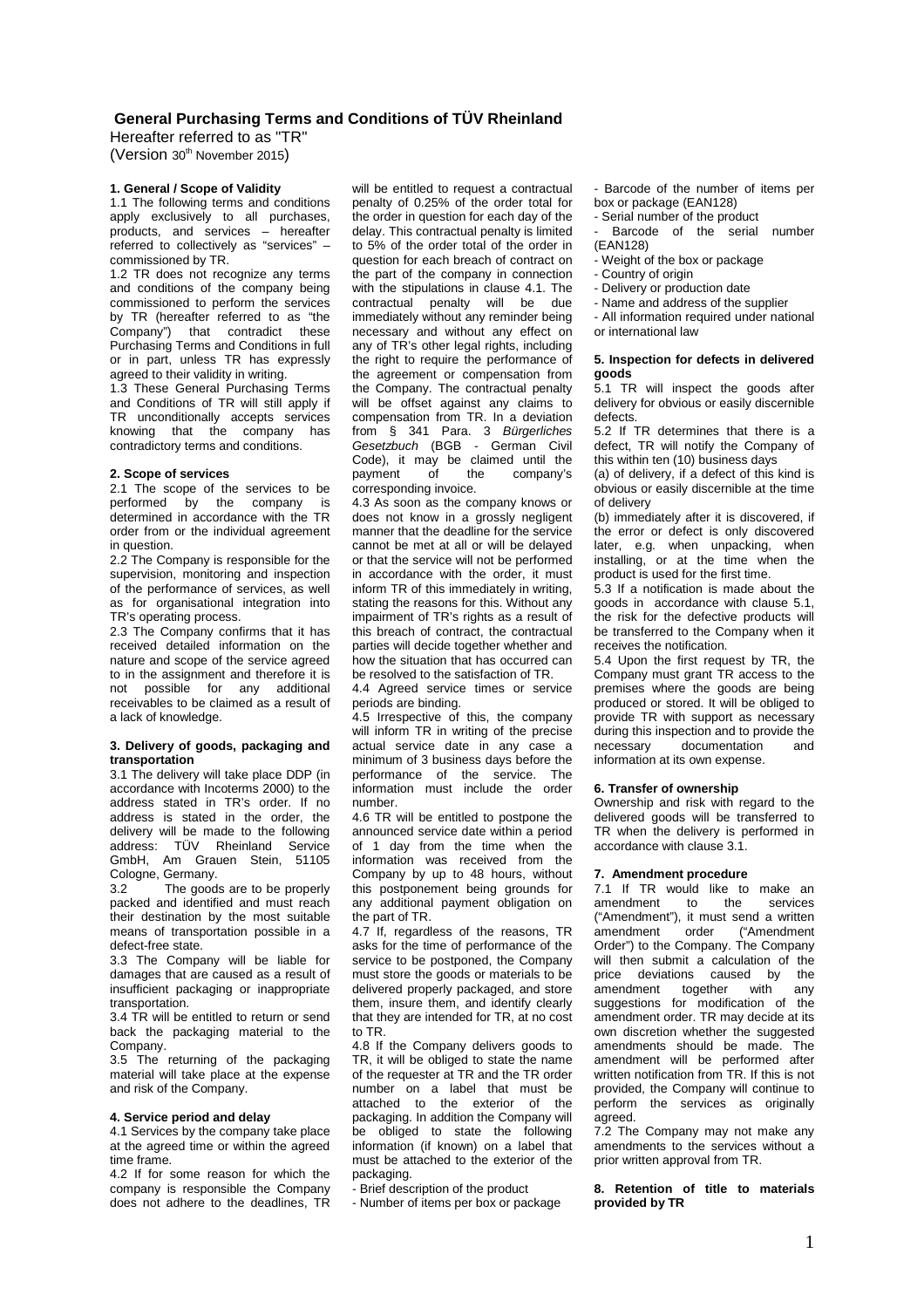# General Purchasing Terms and Conditions of TÜV Rheinland

Hereafter referred to as "TR"
(Version 30th November 2015)

## 1. General / Scope of Validity

1.1 The following terms and conditions apply exclusively to all purchases, products, and services – hereafter referred to collectively as "services" – commissioned by TR.

1.2 TR does not recognize any terms and conditions of the company being commissioned to perform the services by TR (hereafter referred to as "the Company") that contradict these Purchasing Terms and Conditions in full or in part, unless TR has expressly agreed to their validity in writing.

1.3 These General Purchasing Terms and Conditions of TR will still apply if TR unconditionally accepts services knowing that the company has contradictory terms and conditions.

## 2. Scope of services

2.1 The scope of the services to be performed by the company is determined in accordance with the TR order from or the individual agreement in question.

2.2 The Company is responsible for the supervision, monitoring and inspection of the performance of services, as well as for organisational integration into TR's operating process.

2.3 The Company confirms that it has received detailed information on the nature and scope of the service agreed to in the assignment and therefore it is not possible for any additional receivables to be claimed as a result of a lack of knowledge.

## 3. Delivery of goods, packaging and transportation

3.1 The delivery will take place DDP (in accordance with Incoterms 2000) to the address stated in TR's order. If no address is stated in the order, the delivery will be made to the following address: TÜV Rheinland Service GmbH, Am Grauen Stein, 51105 Cologne, Germany.

3.2 The goods are to be properly packed and identified and must reach their destination by the most suitable means of transportation possible in a defect-free state.

3.3 The Company will be liable for damages that are caused as a result of insufficient packaging or inappropriate transportation.

3.4 TR will be entitled to return or send back the packaging material to the Company.

3.5 The returning of the packaging material will take place at the expense and risk of the Company.

## 4. Service period and delay

4.1 Services by the company take place at the agreed time or within the agreed time frame.

4.2 If for some reason for which the company is responsible the Company does not adhere to the deadlines, TR will be entitled to request a contractual penalty of 0.25% of the order total for the order in question for each day of the delay. This contractual penalty is limited to 5% of the order total of the order in question for each breach of contract on the part of the company in connection with the stipulations in clause 4.1. The contractual penalty will be due immediately without any reminder being necessary and without any effect on any of TR's other legal rights, including the right to require the performance of the agreement or compensation from the Company. The contractual penalty will be offset against any claims to compensation from TR. In a deviation from § 341 Para. 3 *Bürgerliches Gesetzbuch* (BGB - German Civil Code), it may be claimed until the payment of the company's corresponding invoice.

4.3 As soon as the company knows or does not know in a grossly negligent manner that the deadline for the service cannot be met at all or will be delayed or that the service will not be performed in accordance with the order, it must inform TR of this immediately in writing, stating the reasons for this. Without any impairment of TR's rights as a result of this breach of contract, the contractual parties will decide together whether and how the situation that has occurred can be resolved to the satisfaction of TR.

4.4 Agreed service times or service periods are binding.

4.5 Irrespective of this, the company will inform TR in writing of the precise actual service date in any case a minimum of 3 business days before the performance of the service. The information must include the order number.

4.6 TR will be entitled to postpone the announced service date within a period of 1 day from the time when the information was received from the Company by up to 48 hours, without this postponement being grounds for any additional payment obligation on the part of TR.

4.7 If, regardless of the reasons, TR asks for the time of performance of the service to be postponed, the Company must store the goods or materials to be delivered properly packaged, and store them, insure them, and identify clearly that they are intended for TR, at no cost to TR.

4.8 If the Company delivers goods to TR, it will be obliged to state the name of the requester at TR and the TR order number on a label that must be attached to the exterior of the packaging. In addition the Company will be obliged to state the following information (if known) on a label that must be attached to the exterior of the packaging.

- Brief description of the product
- Number of items per box or package
- Barcode of the number of items per box or package (EAN128)
- Serial number of the product
- Barcode of the serial number (EAN128)
- Weight of the box or package
- Country of origin
- Delivery or production date
- Name and address of the supplier
- All information required under national or international law

## 5. Inspection for defects in delivered goods

5.1 TR will inspect the goods after delivery for obvious or easily discernible defects.

5.2 If TR determines that there is a defect, TR will notify the Company of this within ten (10) business days

(a) of delivery, if a defect of this kind is obvious or easily discernible at the time of delivery

(b) immediately after it is discovered, if the error or defect is only discovered later, e.g. when unpacking, when installing, or at the time when the product is used for the first time.

5.3 If a notification is made about the goods in accordance with clause 5.1, the risk for the defective products will be transferred to the Company when it receives the notification.

5.4 Upon the first request by TR, the Company must grant TR access to the premises where the goods are being produced or stored. It will be obliged to provide TR with support as necessary during this inspection and to provide the necessary documentation and information at its own expense.

## 6. Transfer of ownership

Ownership and risk with regard to the delivered goods will be transferred to TR when the delivery is performed in accordance with clause 3.1.

## 7. Amendment procedure

7.1 If TR would like to make an amendment to the services ("Amendment"), it must send a written amendment order ("Amendment Order") to the Company. The Company will then submit a calculation of the price deviations caused by the amendment together with any suggestions for modification of the amendment order. TR may decide at its own discretion whether the suggested amendments should be made. The amendment will be performed after written notification from TR. If this is not provided, the Company will continue to perform the services as originally agreed.

7.2 The Company may not make any amendments to the services without a prior written approval from TR.

## 8. Retention of title to materials provided by TR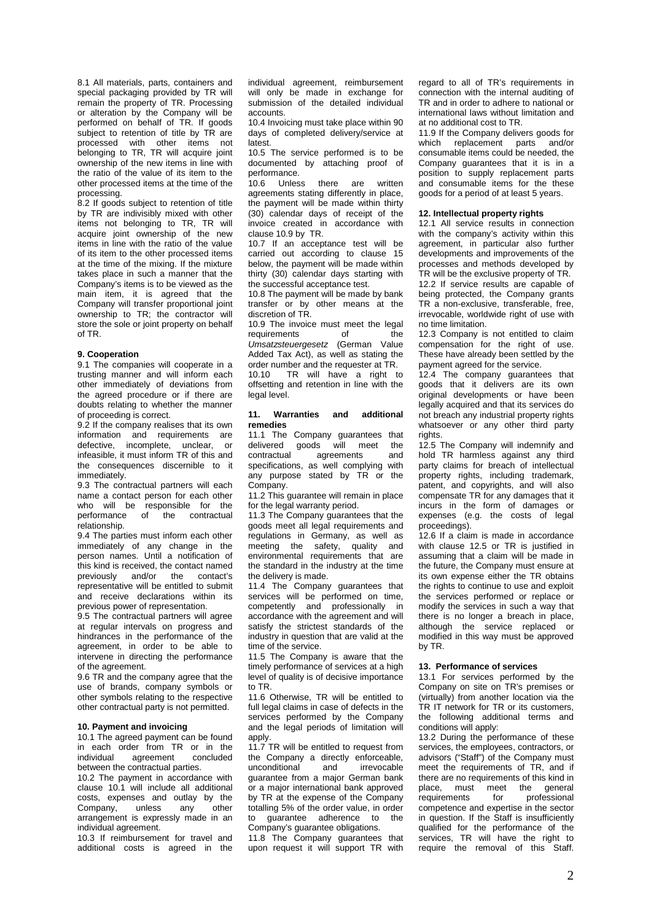8.1 All materials, parts, containers and special packaging provided by TR will remain the property of TR. Processing or alteration by the Company will be performed on behalf of TR. If goods subject to retention of title by TR are processed with other items not belonging to TR, TR will acquire joint ownership of the new items in line with the ratio of the value of its item to the other processed items at the time of the processing.

8.2 If goods subject to retention of title by TR are indivisibly mixed with other items not belonging to TR, TR will acquire joint ownership of the new items in line with the ratio of the value of its item to the other processed items at the time of the mixing. If the mixture takes place in such a manner that the Company's items is to be viewed as the main item, it is agreed that the Company will transfer proportional joint ownership to TR; the contractor will store the sole or joint property on behalf of TR.

#### 9. Cooperation

9.1 The companies will cooperate in a trusting manner and will inform each other immediately of deviations from the agreed procedure or if there are doubts relating to whether the manner of proceeding is correct.

9.2 If the company realises that its own information and requirements are defective, incomplete, unclear, or infeasible, it must inform TR of this and the consequences discernible to it immediately.

9.3 The contractual partners will each name a contact person for each other who will be responsible for the performance of the contractual relationship.

9.4 The parties must inform each other immediately of any change in the person names. Until a notification of this kind is received, the contact named previously and/or the contact's representative will be entitled to submit and receive declarations within its previous power of representation.

9.5 The contractual partners will agree at regular intervals on progress and hindrances in the performance of the agreement, in order to be able to intervene in directing the performance of the agreement.

9.6 TR and the company agree that the use of brands, company symbols or other symbols relating to the respective other contractual party is not permitted.

#### 10. Payment and invoicing

10.1 The agreed payment can be found in each order from TR or in the individual agreement concluded between the contractual parties.

10.2 The payment in accordance with clause 10.1 will include all additional costs, expenses and outlay by the Company, unless any other arrangement is expressly made in an individual agreement.

10.3 If reimbursement for travel and additional costs is agreed in the individual agreement, reimbursement will only be made in exchange for submission of the detailed individual accounts.

10.4 Invoicing must take place within 90 days of completed delivery/service at latest.

10.5 The service performed is to be documented by attaching proof of performance.

10.6 Unless there are written agreements stating differently in place, the payment will be made within thirty (30) calendar days of receipt of the invoice created in accordance with clause 10.9 by TR.

10.7 If an acceptance test will be carried out according to clause 15 below, the payment will be made within thirty (30) calendar days starting with the successful acceptance test.

10.8 The payment will be made by bank transfer or by other means at the discretion of TR.

10.9 The invoice must meet the legal requirements of the *Umsatzsteuergesetz* (German Value Added Tax Act), as well as stating the order number and the requester at TR.

10.10 TR will have a right to offsetting and retention in line with the legal level.

#### 11. Warranties and additional remedies

11.1 The Company guarantees that delivered goods will meet the contractual agreements and specifications, as well complying with any purpose stated by TR or the Company.

11.2 This guarantee will remain in place for the legal warranty period.

11.3 The Company guarantees that the goods meet all legal requirements and regulations in Germany, as well as meeting the safety, quality and environmental requirements that are the standard in the industry at the time the delivery is made.

11.4 The Company guarantees that services will be performed on time, competently and professionally in accordance with the agreement and will satisfy the strictest standards of the industry in question that are valid at the time of the service.

11.5 The Company is aware that the timely performance of services at a high level of quality is of decisive importance to TR.

11.6 Otherwise, TR will be entitled to full legal claims in case of defects in the services performed by the Company and the legal periods of limitation will apply.

11.7 TR will be entitled to request from the Company a directly enforceable, unconditional and irrevocable guarantee from a major German bank or a major international bank approved by TR at the expense of the Company totalling 5% of the order value, in order to guarantee adherence to the Company's guarantee obligations.

11.8 The Company guarantees that upon request it will support TR with regard to all of TR's requirements in connection with the internal auditing of TR and in order to adhere to national or international laws without limitation and at no additional cost to TR.

11.9 If the Company delivers goods for which replacement parts and/or consumable items could be needed, the Company guarantees that it is in a position to supply replacement parts and consumable items for the these goods for a period of at least 5 years.

#### 12. Intellectual property rights

12.1 All service results in connection with the company's activity within this agreement, in particular also further developments and improvements of the processes and methods developed by TR will be the exclusive property of TR.

12.2 If service results are capable of being protected, the Company grants TR a non-exclusive, transferable, free, irrevocable, worldwide right of use with no time limitation.

12.3 Company is not entitled to claim compensation for the right of use. These have already been settled by the payment agreed for the service.

12.4 The company guarantees that goods that it delivers are its own original developments or have been legally acquired and that its services do not breach any industrial property rights whatsoever or any other third party rights.

12.5 The Company will indemnify and hold TR harmless against any third party claims for breach of intellectual property rights, including trademark, patent, and copyrights, and will also compensate TR for any damages that it incurs in the form of damages or expenses (e.g. the costs of legal proceedings).

12.6 If a claim is made in accordance with clause 12.5 or TR is justified in assuming that a claim will be made in the future, the Company must ensure at its own expense either the TR obtains the rights to continue to use and exploit the services performed or replace or modify the services in such a way that there is no longer a breach in place, although the service replaced or modified in this way must be approved by TR.

#### 13. Performance of services

13.1 For services performed by the Company on site on TR's premises or (virtually) from another location via the TR IT network for TR or its customers, the following additional terms and conditions will apply:

13.2 During the performance of these services, the employees, contractors, or advisors ("Staff") of the Company must meet the requirements of TR, and if there are no requirements of this kind in place, must meet the general requirements for professional competence and expertise in the sector in question. If the Staff is insufficiently qualified for the performance of the services, TR will have the right to require the removal of this Staff.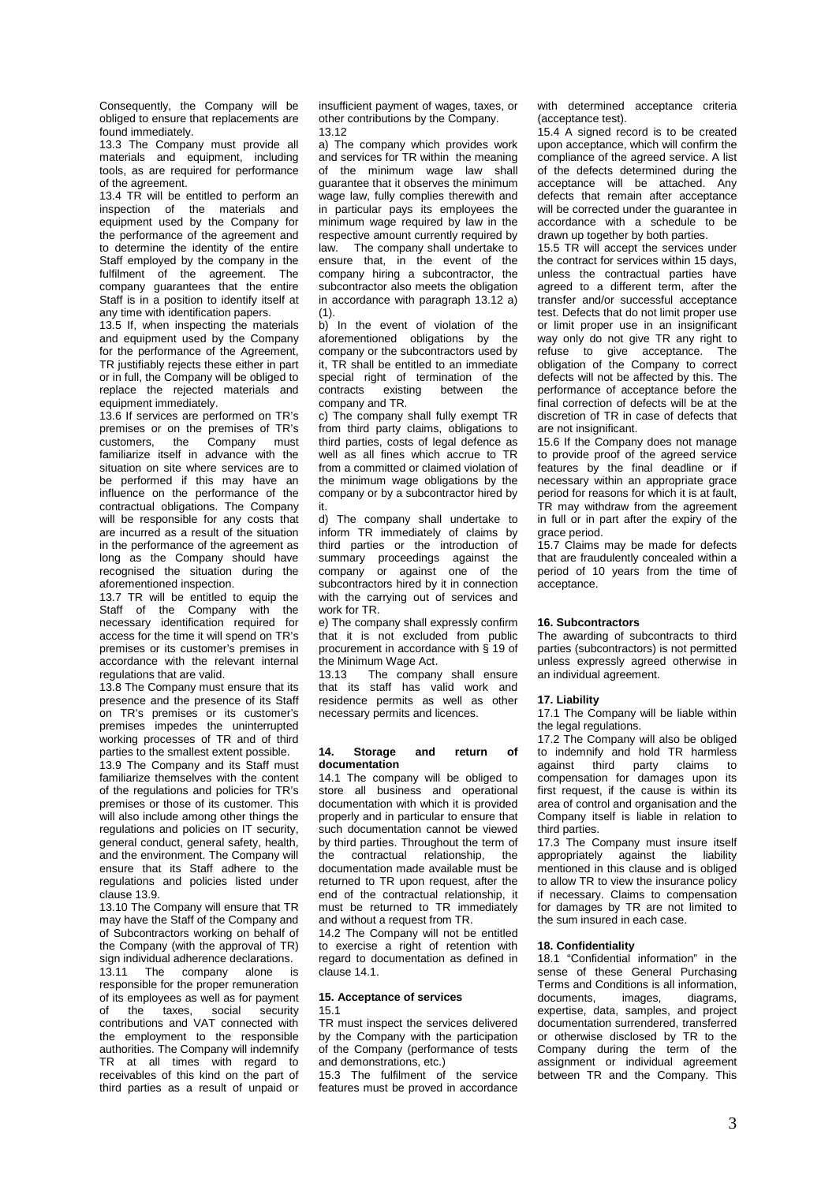Consequently, the Company will be obliged to ensure that replacements are found immediately.

13.3 The Company must provide all materials and equipment, including tools, as are required for performance of the agreement.

13.4 TR will be entitled to perform an inspection of the materials and equipment used by the Company for the performance of the agreement and to determine the identity of the entire Staff employed by the company in the fulfilment of the agreement. The company guarantees that the entire Staff is in a position to identify itself at any time with identification papers.

13.5 If, when inspecting the materials and equipment used by the Company for the performance of the Agreement, TR justifiably rejects these either in part or in full, the Company will be obliged to replace the rejected materials and equipment immediately.

13.6 If services are performed on TR's premises or on the premises of TR's customers, the Company must familiarize itself in advance with the situation on site where services are to be performed if this may have an influence on the performance of the contractual obligations. The Company will be responsible for any costs that are incurred as a result of the situation in the performance of the agreement as long as the Company should have recognised the situation during the aforementioned inspection.

13.7 TR will be entitled to equip the Staff of the Company with the necessary identification required for access for the time it will spend on TR's premises or its customer's premises in accordance with the relevant internal regulations that are valid.

13.8 The Company must ensure that its presence and the presence of its Staff on TR's premises or its customer's premises impedes the uninterrupted working processes of TR and of third parties to the smallest extent possible.

13.9 The Company and its Staff must familiarize themselves with the content of the regulations and policies for TR's premises or those of its customer. This will also include among other things the regulations and policies on IT security, general conduct, general safety, health, and the environment. The Company will ensure that its Staff adhere to the regulations and policies listed under clause 13.9.

13.10 The Company will ensure that TR may have the Staff of the Company and of Subcontractors working on behalf of the Company (with the approval of TR) sign individual adherence declarations.

13.11 The company alone is responsible for the proper remuneration of its employees as well as for payment of the taxes, social security contributions and VAT connected with the employment to the responsible authorities. The Company will indemnify TR at all times with regard to receivables of this kind on the part of third parties as a result of unpaid or insufficient payment of wages, taxes, or other contributions by the Company.

13.12

a) The company which provides work and services for TR within the meaning of the minimum wage law shall guarantee that it observes the minimum wage law, fully complies therewith and in particular pays its employees the minimum wage required by law in the respective amount currently required by law. The company shall undertake to ensure that, in the event of the company hiring a subcontractor, the subcontractor also meets the obligation in accordance with paragraph 13.12 a) (1).

b) In the event of violation of the aforementioned obligations by the company or the subcontractors used by it, TR shall be entitled to an immediate special right of termination of the contracts existing between the company and TR.

c) The company shall fully exempt TR from third party claims, obligations to third parties, costs of legal defence as well as all fines which accrue to TR from a committed or claimed violation of the minimum wage obligations by the company or by a subcontractor hired by it.

d) The company shall undertake to inform TR immediately of claims by third parties or the introduction of summary proceedings against the company or against one of the subcontractors hired by it in connection with the carrying out of services and work for TR.

e) The company shall expressly confirm that it is not excluded from public procurement in accordance with § 19 of the Minimum Wage Act.

13.13 The company shall ensure that its staff has valid work and residence permits as well as other necessary permits and licences.

## 14. Storage and return of documentation

14.1 The company will be obliged to store all business and operational documentation with which it is provided properly and in particular to ensure that such documentation cannot be viewed by third parties. Throughout the term of the contractual relationship, the documentation made available must be returned to TR upon request, after the end of the contractual relationship, it must be returned to TR immediately and without a request from TR.

14.2 The Company will not be entitled to exercise a right of retention with regard to documentation as defined in clause 14.1.

## 15. Acceptance of services

15.1

TR must inspect the services delivered by the Company with the participation of the Company (performance of tests and demonstrations, etc.)

15.3 The fulfilment of the service features must be proved in accordance with determined acceptance criteria (acceptance test).

15.4 A signed record is to be created upon acceptance, which will confirm the compliance of the agreed service. A list of the defects determined during the acceptance will be attached. Any defects that remain after acceptance will be corrected under the guarantee in accordance with a schedule to be drawn up together by both parties.

15.5 TR will accept the services under the contract for services within 15 days, unless the contractual parties have agreed to a different term, after the transfer and/or successful acceptance test. Defects that do not limit proper use or limit proper use in an insignificant way only do not give TR any right to refuse to give acceptance. The obligation of the Company to correct defects will not be affected by this. The performance of acceptance before the final correction of defects will be at the discretion of TR in case of defects that are not insignificant.

15.6 If the Company does not manage to provide proof of the agreed service features by the final deadline or if necessary within an appropriate grace period for reasons for which it is at fault, TR may withdraw from the agreement in full or in part after the expiry of the grace period.

15.7 Claims may be made for defects that are fraudulently concealed within a period of 10 years from the time of acceptance.

## 16. Subcontractors

The awarding of subcontracts to third parties (subcontractors) is not permitted unless expressly agreed otherwise in an individual agreement.

## 17. Liability

17.1 The Company will be liable within the legal regulations.

17.2 The Company will also be obliged to indemnify and hold TR harmless against third party claims to compensation for damages upon its first request, if the cause is within its area of control and organisation and the Company itself is liable in relation to third parties.

17.3 The Company must insure itself appropriately against the liability mentioned in this clause and is obliged to allow TR to view the insurance policy if necessary. Claims to compensation for damages by TR are not limited to the sum insured in each case.

## 18. Confidentiality

18.1 "Confidential information" in the sense of these General Purchasing Terms and Conditions is all information, documents, images, diagrams, expertise, data, samples, and project documentation surrendered, transferred or otherwise disclosed by TR to the Company during the term of the assignment or individual agreement between TR and the Company. This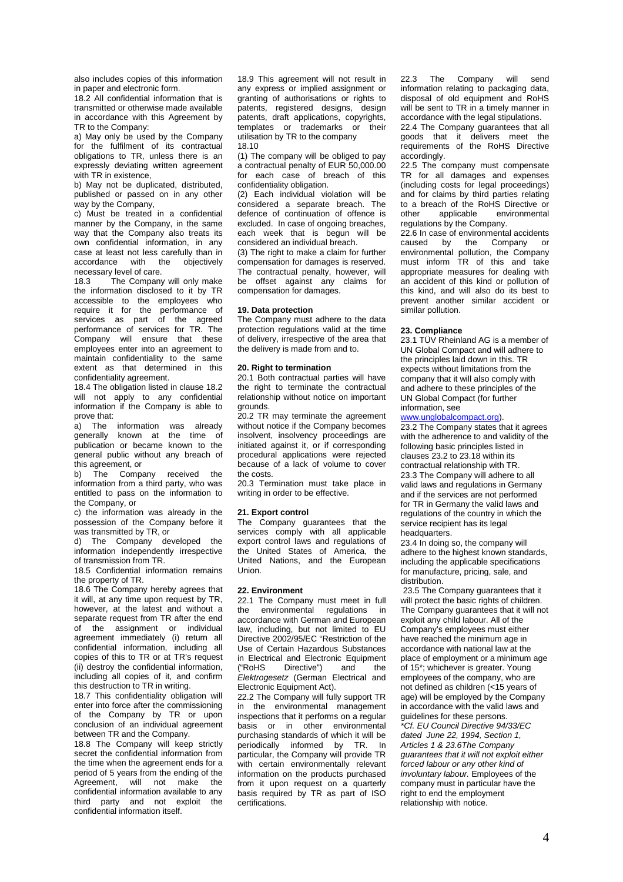also includes copies of this information in paper and electronic form.

18.2 All confidential information that is transmitted or otherwise made available in accordance with this Agreement by TR to the Company:

a) May only be used by the Company for the fulfilment of its contractual obligations to TR, unless there is an expressly deviating written agreement with TR in existence,

b) May not be duplicated, distributed, published or passed on in any other way by the Company,

c) Must be treated in a confidential manner by the Company, in the same way that the Company also treats its own confidential information, in any case at least not less carefully than in accordance with the objectively necessary level of care.

18.3 The Company will only make the information disclosed to it by TR accessible to the employees who require it for the performance of services as part of the agreed performance of services for TR. The Company will ensure that these employees enter into an agreement to maintain confidentiality to the same extent as that determined in this confidentiality agreement.

18.4 The obligation listed in clause 18.2 will not apply to any confidential information if the Company is able to prove that:

a) The information was already generally known at the time of publication or became known to the general public without any breach of this agreement, or

b) The Company received the information from a third party, who was entitled to pass on the information to the Company, or

c) the information was already in the possession of the Company before it was transmitted by TR, or

d) The Company developed the information independently irrespective of transmission from TR.

18.5 Confidential information remains the property of TR.

18.6 The Company hereby agrees that it will, at any time upon request by TR, however, at the latest and without a separate request from TR after the end of the assignment or individual agreement immediately (i) return all confidential information, including all copies of this to TR or at TR's request (ii) destroy the confidential information, including all copies of it, and confirm this destruction to TR in writing.

18.7 This confidentiality obligation will enter into force after the commissioning of the Company by TR or upon conclusion of an individual agreement between TR and the Company.

18.8 The Company will keep strictly secret the confidential information from the time when the agreement ends for a period of 5 years from the ending of the Agreement, will not make the confidential information available to any third party and not exploit the confidential information itself.

18.9 This agreement will not result in any express or implied assignment or granting of authorisations or rights to patents, registered designs, design patents, draft applications, copyrights, templates or trademarks or their utilisation by TR to the company

18.10

(1) The company will be obliged to pay a contractual penalty of EUR 50,000.00 for each case of breach of this confidentiality obligation.

(2) Each individual violation will be considered a separate breach. The defence of continuation of offence is excluded. In case of ongoing breaches, each week that is begun will be considered an individual breach.

(3) The right to make a claim for further compensation for damages is reserved. The contractual penalty, however, will be offset against any claims for compensation for damages.

## 19. Data protection

The Company must adhere to the data protection regulations valid at the time of delivery, irrespective of the area that the delivery is made from and to.

## 20. Right to termination

20.1 Both contractual parties will have the right to terminate the contractual relationship without notice on important grounds.

20.2 TR may terminate the agreement without notice if the Company becomes insolvent, insolvency proceedings are initiated against it, or if corresponding procedural applications were rejected because of a lack of volume to cover the costs.

20.3 Termination must take place in writing in order to be effective.

## 21. Export control

The Company guarantees that the services comply with all applicable export control laws and regulations of the United States of America, the United Nations, and the European Union.

## 22. Environment

22.1 The Company must meet in full the environmental regulations in accordance with German and European law, including, but not limited to EU Directive 2002/95/EC "Restriction of the Use of Certain Hazardous Substances in Electrical and Electronic Equipment ("RoHS Directive") and the *Elektrogesetz* (German Electrical and Electronic Equipment Act).

22.2 The Company will fully support TR in the environmental management inspections that it performs on a regular basis or in other environmental purchasing standards of which it will be periodically informed by TR. In particular, the Company will provide TR with certain environmentally relevant information on the products purchased from it upon request on a quarterly basis required by TR as part of ISO certifications.

22.3 The Company will send information relating to packaging data, disposal of old equipment and RoHS will be sent to TR in a timely manner in accordance with the legal stipulations.

22.4 The Company guarantees that all goods that it delivers meet the requirements of the RoHS Directive accordingly.

22.5 The company must compensate TR for all damages and expenses (including costs for legal proceedings) and for claims by third parties relating to a breach of the RoHS Directive or other applicable environmental regulations by the Company.

22.6 In case of environmental accidents caused by the Company or environmental pollution, the Company must inform TR of this and take appropriate measures for dealing with an accident of this kind or pollution of this kind, and will also do its best to prevent another similar accident or similar pollution.

## 23. Compliance

23.1 TÜV Rheinland AG is a member of UN Global Compact and will adhere to the principles laid down in this. TR expects without limitations from the company that it will also comply with and adhere to these principles of the UN Global Compact (for further information, see www.unglobalcompact.org).

23.2 The Company states that it agrees with the adherence to and validity of the following basic principles listed in clauses 23.2 to 23.18 within its contractual relationship with TR.

23.3 The Company will adhere to all valid laws and regulations in Germany and if the services are not performed for TR in Germany the valid laws and regulations of the country in which the service recipient has its legal headquarters.

23.4 In doing so, the company will adhere to the highest known standards, including the applicable specifications for manufacture, pricing, sale, and distribution.

23.5 The Company guarantees that it will protect the basic rights of children. The Company guarantees that it will not exploit any child labour. All of the Company's employees must either have reached the minimum age in accordance with national law at the place of employment or a minimum age of 15*; whichever is greater. Young employees of the company, who are not defined as children (<15 years of age) will be employed by the Company in accordance with the valid laws and guidelines for these persons.

*\*Cf. EU Council Directive 94/33/EC dated June 22, 1994, Section 1, Articles 1 & 23.6The Company guarantees that it will not exploit either forced labour or any other kind of involuntary labour.* Employees of the company must in particular have the right to end the employment relationship with notice.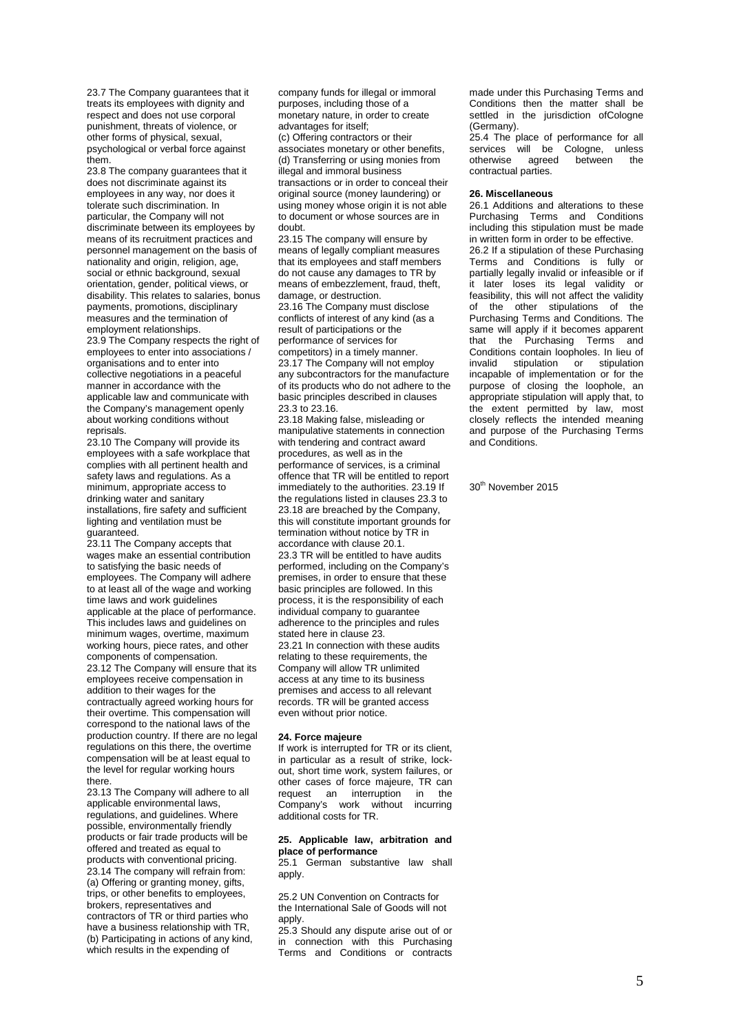23.7 The Company guarantees that it treats its employees with dignity and respect and does not use corporal punishment, threats of violence, or other forms of physical, sexual, psychological or verbal force against them.

23.8 The company guarantees that it does not discriminate against its employees in any way, nor does it tolerate such discrimination. In particular, the Company will not discriminate between its employees by means of its recruitment practices and personnel management on the basis of nationality and origin, religion, age, social or ethnic background, sexual orientation, gender, political views, or disability. This relates to salaries, bonus payments, promotions, disciplinary measures and the termination of employment relationships.

23.9 The Company respects the right of employees to enter into associations / organisations and to enter into collective negotiations in a peaceful manner in accordance with the applicable law and communicate with the Company's management openly about working conditions without reprisals.

23.10 The Company will provide its employees with a safe workplace that complies with all pertinent health and safety laws and regulations. As a minimum, appropriate access to drinking water and sanitary installations, fire safety and sufficient lighting and ventilation must be guaranteed.

23.11 The Company accepts that wages make an essential contribution to satisfying the basic needs of employees. The Company will adhere to at least all of the wage and working time laws and work guidelines applicable at the place of performance. This includes laws and guidelines on minimum wages, overtime, maximum working hours, piece rates, and other components of compensation.

23.12 The Company will ensure that its employees receive compensation in addition to their wages for the contractually agreed working hours for their overtime. This compensation will correspond to the national laws of the production country. If there are no legal regulations on this there, the overtime compensation will be at least equal to the level for regular working hours there.

23.13 The Company will adhere to all applicable environmental laws, regulations, and guidelines. Where possible, environmentally friendly products or fair trade products will be offered and treated as equal to products with conventional pricing.

23.14 The company will refrain from:
(a) Offering or granting money, gifts, trips, or other benefits to employees, brokers, representatives and contractors of TR or third parties who have a business relationship with TR,
(b) Participating in actions of any kind, which results in the expending of company funds for illegal or immoral purposes, including those of a monetary nature, in order to create advantages for itself;
(c) Offering contractors or their associates monetary or other benefits,
(d) Transferring or using monies from illegal and immoral business transactions or in order to conceal their original source (money laundering) or using money whose origin it is not able to document or whose sources are in doubt.

23.15 The company will ensure by means of legally compliant measures that its employees and staff members do not cause any damages to TR by means of embezzlement, fraud, theft, damage, or destruction.

23.16 The Company must disclose conflicts of interest of any kind (as a result of participations or the performance of services for competitors) in a timely manner.

23.17 The Company will not employ any subcontractors for the manufacture of its products who do not adhere to the basic principles described in clauses 23.3 to 23.16.

23.18 Making false, misleading or manipulative statements in connection with tendering and contract award procedures, as well as in the performance of services, is a criminal offence that TR will be entitled to report immediately to the authorities. 23.19 If the regulations listed in clauses 23.3 to 23.18 are breached by the Company, this will constitute important grounds for termination without notice by TR in accordance with clause 20.1.

23.3 TR will be entitled to have audits performed, including on the Company's premises, in order to ensure that these basic principles are followed. In this process, it is the responsibility of each individual company to guarantee adherence to the principles and rules stated here in clause 23.

23.21 In connection with these audits relating to these requirements, the Company will allow TR unlimited access at any time to its business premises and access to all relevant records. TR will be granted access even without prior notice.

**24. Force majeure**

If work is interrupted for TR or its client, in particular as a result of strike, lock-out, short time work, system failures, or other cases of force majeure, TR can request an interruption in the Company's work without incurring additional costs for TR.

**25. Applicable law, arbitration and place of performance**

25.1 German substantive law shall apply.

25.2 UN Convention on Contracts for the International Sale of Goods will not apply.

25.3 Should any dispute arise out of or in connection with this Purchasing Terms and Conditions or contracts made under this Purchasing Terms and Conditions then the matter shall be settled in the jurisdiction ofCologne (Germany).

25.4 The place of performance for all services will be Cologne, unless otherwise agreed between the contractual parties.

**26. Miscellaneous**

26.1 Additions and alterations to these Purchasing Terms and Conditions including this stipulation must be made in written form in order to be effective.

26.2 If a stipulation of these Purchasing Terms and Conditions is fully or partially legally invalid or infeasible or if it later loses its legal validity or feasibility, this will not affect the validity of the other stipulations of the Purchasing Terms and Conditions. The same will apply if it becomes apparent that the Purchasing Terms and Conditions contain loopholes. In lieu of invalid stipulation or stipulation incapable of implementation or for the purpose of closing the loophole, an appropriate stipulation will apply that, to the extent permitted by law, most closely reflects the intended meaning and purpose of the Purchasing Terms and Conditions.

30th November 2015